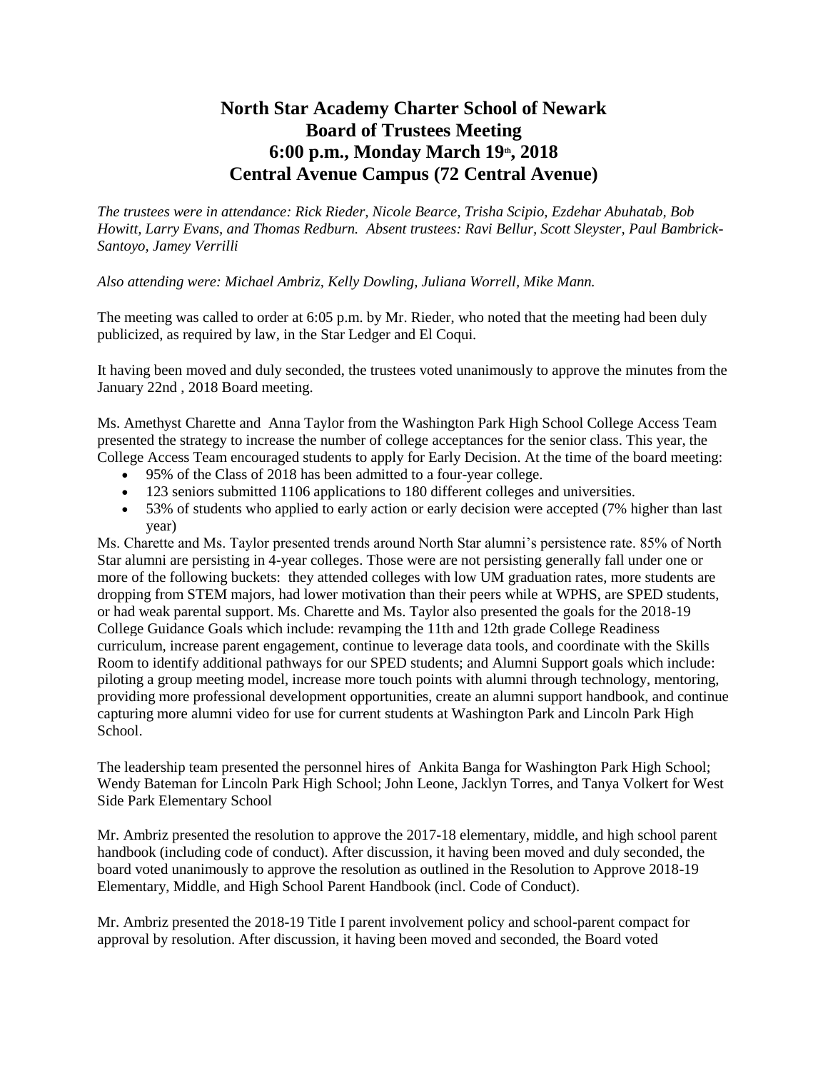# North Star Academy Charter School of Newark
# Board of Trustees Meeting
# 6:00 p.m., Monday March 19th, 2018
# Central Avenue Campus (72 Central Avenue)

*The trustees were in attendance: Rick Rieder, Nicole Bearce, Trisha Scipio, Ezdehar Abuhatab, Bob Howitt, Larry Evans, and Thomas Redburn. Absent trustees: Ravi Bellur, Scott Sleyster, Paul Bambrick-Santoyo, Jamey Verrilli*

*Also attending were: Michael Ambriz, Kelly Dowling, Juliana Worrell, Mike Mann.*

The meeting was called to order at 6:05 p.m. by Mr. Rieder, who noted that the meeting had been duly publicized, as required by law, in the Star Ledger and El Coqui.

It having been moved and duly seconded, the trustees voted unanimously to approve the minutes from the January 22nd , 2018 Board meeting.

Ms. Amethyst Charette and Anna Taylor from the Washington Park High School College Access Team presented the strategy to increase the number of college acceptances for the senior class. This year, the College Access Team encouraged students to apply for Early Decision. At the time of the board meeting:

- 95% of the Class of 2018 has been admitted to a four-year college.
- 123 seniors submitted 1106 applications to 180 different colleges and universities.
- 53% of students who applied to early action or early decision were accepted (7% higher than last year)

Ms. Charette and Ms. Taylor presented trends around North Star alumni's persistence rate. 85% of North Star alumni are persisting in 4-year colleges. Those were are not persisting generally fall under one or more of the following buckets: they attended colleges with low UM graduation rates, more students are dropping from STEM majors, had lower motivation than their peers while at WPHS, are SPED students, or had weak parental support. Ms. Charette and Ms. Taylor also presented the goals for the 2018-19 College Guidance Goals which include: revamping the 11th and 12th grade College Readiness curriculum, increase parent engagement, continue to leverage data tools, and coordinate with the Skills Room to identify additional pathways for our SPED students; and Alumni Support goals which include: piloting a group meeting model, increase more touch points with alumni through technology, mentoring, providing more professional development opportunities, create an alumni support handbook, and continue capturing more alumni video for use for current students at Washington Park and Lincoln Park High School.

The leadership team presented the personnel hires of Ankita Banga for Washington Park High School; Wendy Bateman for Lincoln Park High School; John Leone, Jacklyn Torres, and Tanya Volkert for West Side Park Elementary School

Mr. Ambriz presented the resolution to approve the 2017-18 elementary, middle, and high school parent handbook (including code of conduct). After discussion, it having been moved and duly seconded, the board voted unanimously to approve the resolution as outlined in the Resolution to Approve 2018-19 Elementary, Middle, and High School Parent Handbook (incl. Code of Conduct).

Mr. Ambriz presented the 2018-19 Title I parent involvement policy and school-parent compact for approval by resolution. After discussion, it having been moved and seconded, the Board voted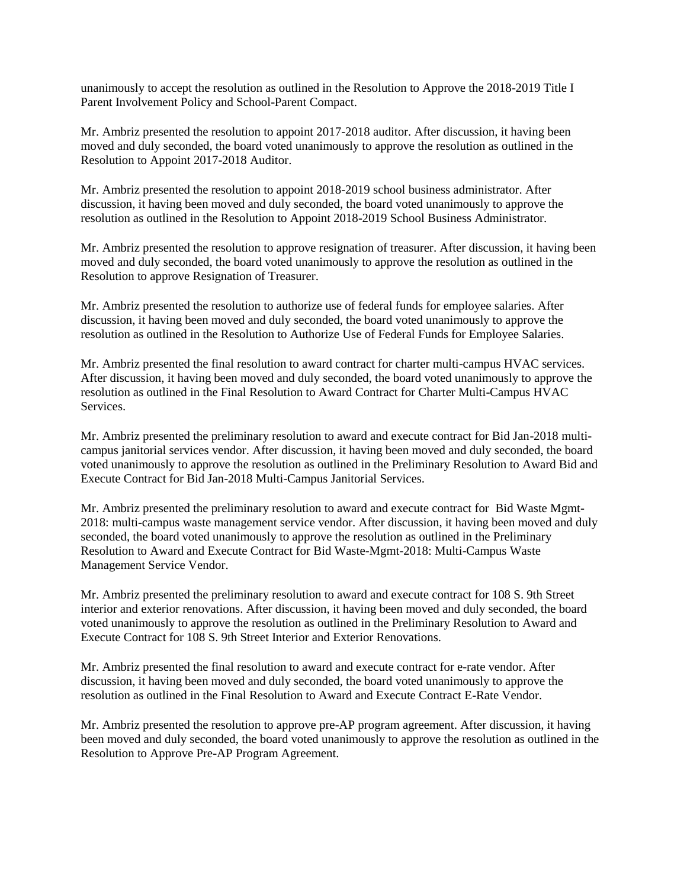unanimously to accept the resolution as outlined in the Resolution to Approve the 2018-2019 Title I Parent Involvement Policy and School-Parent Compact.

Mr. Ambriz presented the resolution to appoint 2017-2018 auditor. After discussion, it having been moved and duly seconded, the board voted unanimously to approve the resolution as outlined in the Resolution to Appoint 2017-2018 Auditor.

Mr. Ambriz presented the resolution to appoint 2018-2019 school business administrator. After discussion, it having been moved and duly seconded, the board voted unanimously to approve the resolution as outlined in the Resolution to Appoint 2018-2019 School Business Administrator.

Mr. Ambriz presented the resolution to approve resignation of treasurer. After discussion, it having been moved and duly seconded, the board voted unanimously to approve the resolution as outlined in the Resolution to approve Resignation of Treasurer.

Mr. Ambriz presented the resolution to authorize use of federal funds for employee salaries. After discussion, it having been moved and duly seconded, the board voted unanimously to approve the resolution as outlined in the Resolution to Authorize Use of Federal Funds for Employee Salaries.

Mr. Ambriz presented the final resolution to award contract for charter multi-campus HVAC services. After discussion, it having been moved and duly seconded, the board voted unanimously to approve the resolution as outlined in the Final Resolution to Award Contract for Charter Multi-Campus HVAC Services.

Mr. Ambriz presented the preliminary resolution to award and execute contract for Bid Jan-2018 multi-campus janitorial services vendor. After discussion, it having been moved and duly seconded, the board voted unanimously to approve the resolution as outlined in the Preliminary Resolution to Award Bid and Execute Contract for Bid Jan-2018 Multi-Campus Janitorial Services.

Mr. Ambriz presented the preliminary resolution to award and execute contract for Bid Waste Mgmt-2018: multi-campus waste management service vendor. After discussion, it having been moved and duly seconded, the board voted unanimously to approve the resolution as outlined in the Preliminary Resolution to Award and Execute Contract for Bid Waste-Mgmt-2018: Multi-Campus Waste Management Service Vendor.

Mr. Ambriz presented the preliminary resolution to award and execute contract for 108 S. 9th Street interior and exterior renovations. After discussion, it having been moved and duly seconded, the board voted unanimously to approve the resolution as outlined in the Preliminary Resolution to Award and Execute Contract for 108 S. 9th Street Interior and Exterior Renovations.

Mr. Ambriz presented the final resolution to award and execute contract for e-rate vendor. After discussion, it having been moved and duly seconded, the board voted unanimously to approve the resolution as outlined in the Final Resolution to Award and Execute Contract E-Rate Vendor.

Mr. Ambriz presented the resolution to approve pre-AP program agreement. After discussion, it having been moved and duly seconded, the board voted unanimously to approve the resolution as outlined in the Resolution to Approve Pre-AP Program Agreement.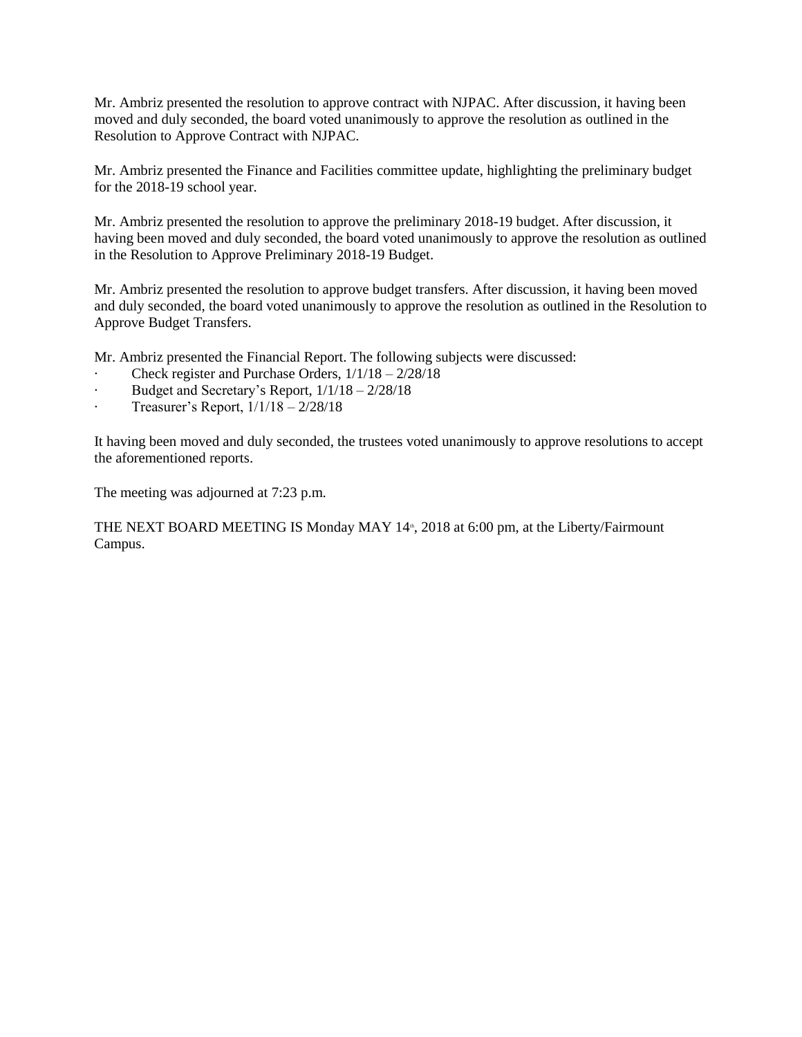Mr. Ambriz presented the resolution to approve contract with NJPAC. After discussion, it having been moved and duly seconded, the board voted unanimously to approve the resolution as outlined in the Resolution to Approve Contract with NJPAC.

Mr. Ambriz presented the Finance and Facilities committee update, highlighting the preliminary budget for the 2018-19 school year.

Mr. Ambriz presented the resolution to approve the preliminary 2018-19 budget. After discussion, it having been moved and duly seconded, the board voted unanimously to approve the resolution as outlined in the Resolution to Approve Preliminary 2018-19 Budget.

Mr. Ambriz presented the resolution to approve budget transfers. After discussion, it having been moved and duly seconded, the board voted unanimously to approve the resolution as outlined in the Resolution to Approve Budget Transfers.

Mr. Ambriz presented the Financial Report. The following subjects were discussed:

- Check register and Purchase Orders, 1/1/18 – 2/28/18
- Budget and Secretary's Report, 1/1/18 – 2/28/18
- Treasurer's Report, 1/1/18 – 2/28/18

It having been moved and duly seconded, the trustees voted unanimously to approve resolutions to accept the aforementioned reports.

The meeting was adjourned at 7:23 p.m.

THE NEXT BOARD MEETING IS Monday MAY 14th, 2018 at 6:00 pm, at the Liberty/Fairmount Campus.